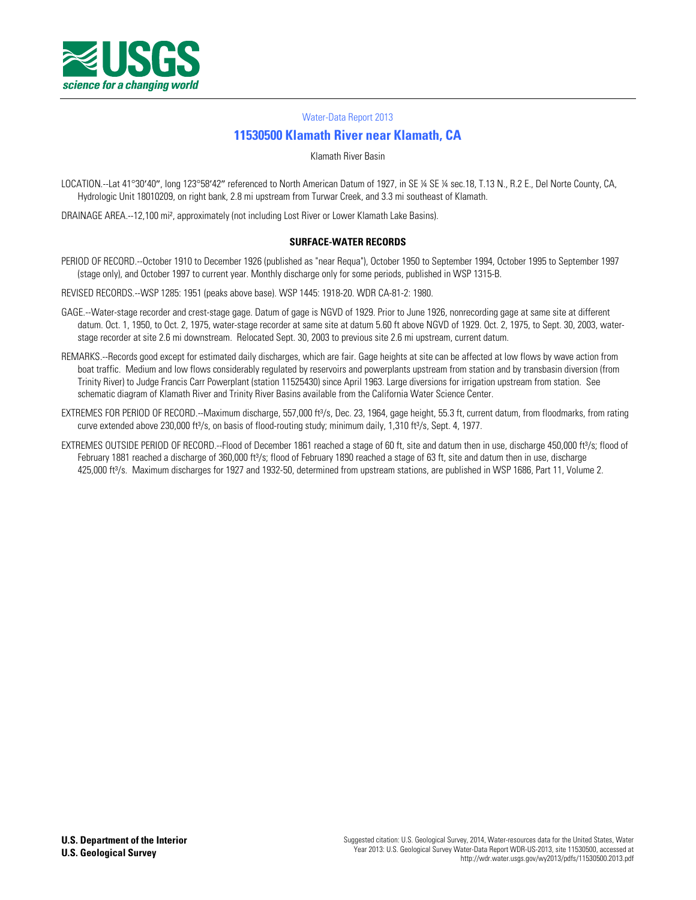USGS
science for a changing world

Water-Data Report 2013

# 11530500 Klamath River near Klamath, CA

Klamath River Basin

LOCATION.--Lat 41°30′40″, long 123°58′42″ referenced to North American Datum of 1927, in SE ¼ SE ¼ sec.18, T.13 N., R.2 E., Del Norte County, CA, Hydrologic Unit 18010209, on right bank, 2.8 mi upstream from Turwar Creek, and 3.3 mi southeast of Klamath.

DRAINAGE AREA.--12,100 mi², approximately (not including Lost River or Lower Klamath Lake Basins).

## SURFACE-WATER RECORDS

PERIOD OF RECORD.--October 1910 to December 1926 (published as "near Requa"), October 1950 to September 1994, October 1995 to September 1997 (stage only), and October 1997 to current year. Monthly discharge only for some periods, published in WSP 1315-B.

REVISED RECORDS.--WSP 1285: 1951 (peaks above base). WSP 1445: 1918-20. WDR CA-81-2: 1980.

GAGE.--Water-stage recorder and crest-stage gage. Datum of gage is NGVD of 1929. Prior to June 1926, nonrecording gage at same site at different datum. Oct. 1, 1950, to Oct. 2, 1975, water-stage recorder at same site at datum 5.60 ft above NGVD of 1929. Oct. 2, 1975, to Sept. 30, 2003, water-stage recorder at site 2.6 mi downstream. Relocated Sept. 30, 2003 to previous site 2.6 mi upstream, current datum.

REMARKS.--Records good except for estimated daily discharges, which are fair. Gage heights at site can be affected at low flows by wave action from boat traffic. Medium and low flows considerably regulated by reservoirs and powerplants upstream from station and by transbasin diversion (from Trinity River) to Judge Francis Carr Powerplant (station 11525430) since April 1963. Large diversions for irrigation upstream from station. See schematic diagram of Klamath River and Trinity River Basins available from the California Water Science Center.

EXTREMES FOR PERIOD OF RECORD.--Maximum discharge, 557,000 ft³/s, Dec. 23, 1964, gage height, 55.3 ft, current datum, from floodmarks, from rating curve extended above 230,000 ft³/s, on basis of flood-routing study; minimum daily, 1,310 ft³/s, Sept. 4, 1977.

EXTREMES OUTSIDE PERIOD OF RECORD.--Flood of December 1861 reached a stage of 60 ft, site and datum then in use, discharge 450,000 ft³/s; flood of February 1881 reached a discharge of 360,000 ft³/s; flood of February 1890 reached a stage of 63 ft, site and datum then in use, discharge 425,000 ft³/s. Maximum discharges for 1927 and 1932-50, determined from upstream stations, are published in WSP 1686, Part 11, Volume 2.

**U.S. Department of the Interior**
**U.S. Geological Survey**

Suggested citation: U.S. Geological Survey, 2014, Water-resources data for the United States, Water Year 2013: U.S. Geological Survey Water-Data Report WDR-US-2013, site 11530500, accessed at http://wdr.water.usgs.gov/wy2013/pdfs/11530500.2013.pdf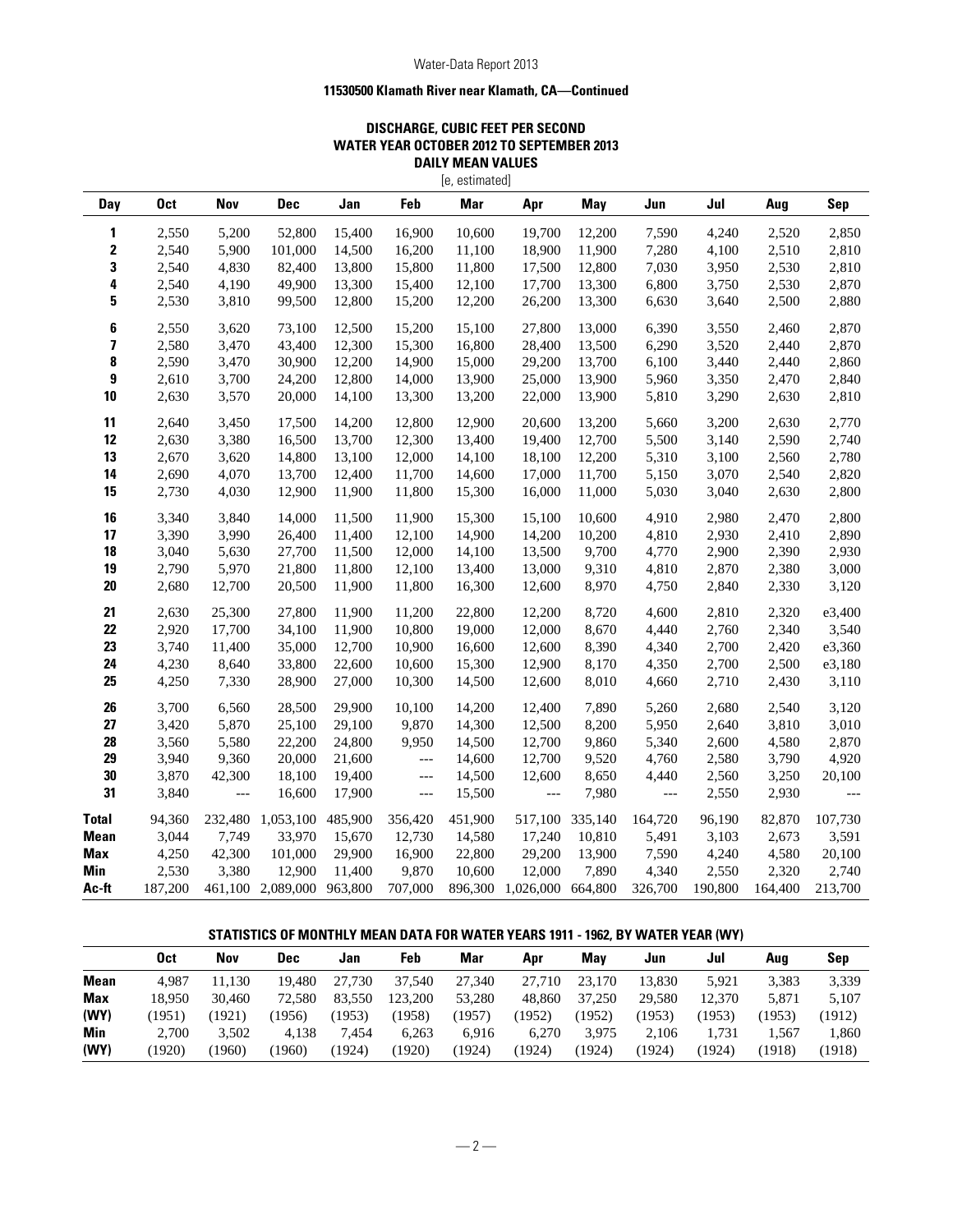### 11530500 Klamath River near Klamath, CA—Continued

**DISCHARGE, CUBIC FEET PER SECOND**
**WATER YEAR OCTOBER 2012 TO SEPTEMBER 2013**
**DAILY MEAN VALUES**
[e, estimated]

| Day | Oct | Nov | Dec | Jan | Feb | Mar | Apr | May | Jun | Jul | Aug | Sep |
|---|---|---|---|---|---|---|---|---|---|---|---|---|
| 1 | 2,550 | 5,200 | 52,800 | 15,400 | 16,900 | 10,600 | 19,700 | 12,200 | 7,590 | 4,240 | 2,520 | 2,850 |
| 2 | 2,540 | 5,900 | 101,000 | 14,500 | 16,200 | 11,100 | 18,900 | 11,900 | 7,280 | 4,100 | 2,510 | 2,810 |
| 3 | 2,540 | 4,830 | 82,400 | 13,800 | 15,800 | 11,800 | 17,500 | 12,800 | 7,030 | 3,950 | 2,530 | 2,810 |
| 4 | 2,540 | 4,190 | 49,900 | 13,300 | 15,400 | 12,100 | 17,700 | 13,300 | 6,800 | 3,750 | 2,530 | 2,870 |
| 5 | 2,530 | 3,810 | 99,500 | 12,800 | 15,200 | 12,200 | 26,200 | 13,300 | 6,630 | 3,640 | 2,500 | 2,880 |
| 6 | 2,550 | 3,620 | 73,100 | 12,500 | 15,200 | 15,100 | 27,800 | 13,000 | 6,390 | 3,550 | 2,460 | 2,870 |
| 7 | 2,580 | 3,470 | 43,400 | 12,300 | 15,300 | 16,800 | 28,400 | 13,500 | 6,290 | 3,520 | 2,440 | 2,870 |
| 8 | 2,590 | 3,470 | 30,900 | 12,200 | 14,900 | 15,000 | 29,200 | 13,700 | 6,100 | 3,440 | 2,440 | 2,860 |
| 9 | 2,610 | 3,700 | 24,200 | 12,800 | 14,000 | 13,900 | 25,000 | 13,900 | 5,960 | 3,350 | 2,470 | 2,840 |
| 10 | 2,630 | 3,570 | 20,000 | 14,100 | 13,300 | 13,200 | 22,000 | 13,900 | 5,810 | 3,290 | 2,630 | 2,810 |
| 11 | 2,640 | 3,450 | 17,500 | 14,200 | 12,800 | 12,900 | 20,600 | 13,200 | 5,660 | 3,200 | 2,630 | 2,770 |
| 12 | 2,630 | 3,380 | 16,500 | 13,700 | 12,300 | 13,400 | 19,400 | 12,700 | 5,500 | 3,140 | 2,590 | 2,740 |
| 13 | 2,670 | 3,620 | 14,800 | 13,100 | 12,000 | 14,100 | 18,100 | 12,200 | 5,310 | 3,100 | 2,560 | 2,780 |
| 14 | 2,690 | 4,070 | 13,700 | 12,400 | 11,700 | 14,600 | 17,000 | 11,700 | 5,150 | 3,070 | 2,540 | 2,820 |
| 15 | 2,730 | 4,030 | 12,900 | 11,900 | 11,800 | 15,300 | 16,000 | 11,000 | 5,030 | 3,040 | 2,630 | 2,800 |
| 16 | 3,340 | 3,840 | 14,000 | 11,500 | 11,900 | 15,300 | 15,100 | 10,600 | 4,910 | 2,980 | 2,470 | 2,800 |
| 17 | 3,390 | 3,990 | 26,400 | 11,400 | 12,100 | 14,900 | 14,200 | 10,200 | 4,810 | 2,930 | 2,410 | 2,890 |
| 18 | 3,040 | 5,630 | 27,700 | 11,500 | 12,000 | 14,100 | 13,500 | 9,700 | 4,770 | 2,900 | 2,390 | 2,930 |
| 19 | 2,790 | 5,970 | 21,800 | 11,800 | 12,100 | 13,400 | 13,000 | 9,310 | 4,810 | 2,870 | 2,380 | 3,000 |
| 20 | 2,680 | 12,700 | 20,500 | 11,900 | 11,800 | 16,300 | 12,600 | 8,970 | 4,750 | 2,840 | 2,330 | 3,120 |
| 21 | 2,630 | 25,300 | 27,800 | 11,900 | 11,200 | 22,800 | 12,200 | 8,720 | 4,600 | 2,810 | 2,320 | e3,400 |
| 22 | 2,920 | 17,700 | 34,100 | 11,900 | 10,800 | 19,000 | 12,000 | 8,670 | 4,440 | 2,760 | 2,340 | 3,540 |
| 23 | 3,740 | 11,400 | 35,000 | 12,700 | 10,900 | 16,600 | 12,600 | 8,390 | 4,340 | 2,700 | 2,420 | e3,360 |
| 24 | 4,230 | 8,640 | 33,800 | 22,600 | 10,600 | 15,300 | 12,900 | 8,170 | 4,350 | 2,700 | 2,500 | e3,180 |
| 25 | 4,250 | 7,330 | 28,900 | 27,000 | 10,300 | 14,500 | 12,600 | 8,010 | 4,660 | 2,710 | 2,430 | 3,110 |
| 26 | 3,700 | 6,560 | 28,500 | 29,900 | 10,100 | 14,200 | 12,400 | 7,890 | 5,260 | 2,680 | 2,540 | 3,120 |
| 27 | 3,420 | 5,870 | 25,100 | 29,100 | 9,870 | 14,300 | 12,500 | 8,200 | 5,950 | 2,640 | 3,810 | 3,010 |
| 28 | 3,560 | 5,580 | 22,200 | 24,800 | 9,950 | 14,500 | 12,700 | 9,860 | 5,340 | 2,600 | 4,580 | 2,870 |
| 29 | 3,940 | 9,360 | 20,000 | 21,600 | --- | 14,600 | 12,700 | 9,520 | 4,760 | 2,580 | 3,790 | 4,920 |
| 30 | 3,870 | 42,300 | 18,100 | 19,400 | --- | 14,500 | 12,600 | 8,650 | 4,440 | 2,560 | 3,250 | 20,100 |
| 31 | 3,840 | --- | 16,600 | 17,900 | --- | 15,500 | --- | 7,980 | --- | 2,550 | 2,930 | --- |
| **Total** | 94,360 | 232,480 | 1,053,100 | 485,900 | 356,420 | 451,900 | 517,100 | 335,140 | 164,720 | 96,190 | 82,870 | 107,730 |
| **Mean** | 3,044 | 7,749 | 33,970 | 15,670 | 12,730 | 14,580 | 17,240 | 10,810 | 5,491 | 3,103 | 2,673 | 3,591 |
| **Max** | 4,250 | 42,300 | 101,000 | 29,900 | 16,900 | 22,800 | 29,200 | 13,900 | 7,590 | 4,240 | 4,580 | 20,100 |
| **Min** | 2,530 | 3,380 | 12,900 | 11,400 | 9,870 | 10,600 | 12,000 | 7,890 | 4,340 | 2,550 | 2,320 | 2,740 |
| **Ac-ft** | 187,200 | 461,100 | 2,089,000 | 963,800 | 707,000 | 896,300 | 1,026,000 | 664,800 | 326,700 | 190,800 | 164,400 | 213,700 |

**STATISTICS OF MONTHLY MEAN DATA FOR WATER YEARS 1911 - 1962, BY WATER YEAR (WY)**

| | Oct | Nov | Dec | Jan | Feb | Mar | Apr | May | Jun | Jul | Aug | Sep |
|---|---|---|---|---|---|---|---|---|---|---|---|---|
| **Mean** | 4,987 | 11,130 | 19,480 | 27,730 | 37,540 | 27,340 | 27,710 | 23,170 | 13,830 | 5,921 | 3,383 | 3,339 |
| **Max** | 18,950 | 30,460 | 72,580 | 83,550 | 123,200 | 53,280 | 48,860 | 37,250 | 29,580 | 12,370 | 5,871 | 5,107 |
| **(WY)** | (1951) | (1921) | (1956) | (1953) | (1958) | (1957) | (1952) | (1952) | (1953) | (1953) | (1953) | (1912) |
| **Min** | 2,700 | 3,502 | 4,138 | 7,454 | 6,263 | 6,916 | 6,270 | 3,975 | 2,106 | 1,731 | 1,567 | 1,860 |
| **(WY)** | (1920) | (1960) | (1960) | (1924) | (1920) | (1924) | (1924) | (1924) | (1924) | (1924) | (1918) | (1918) |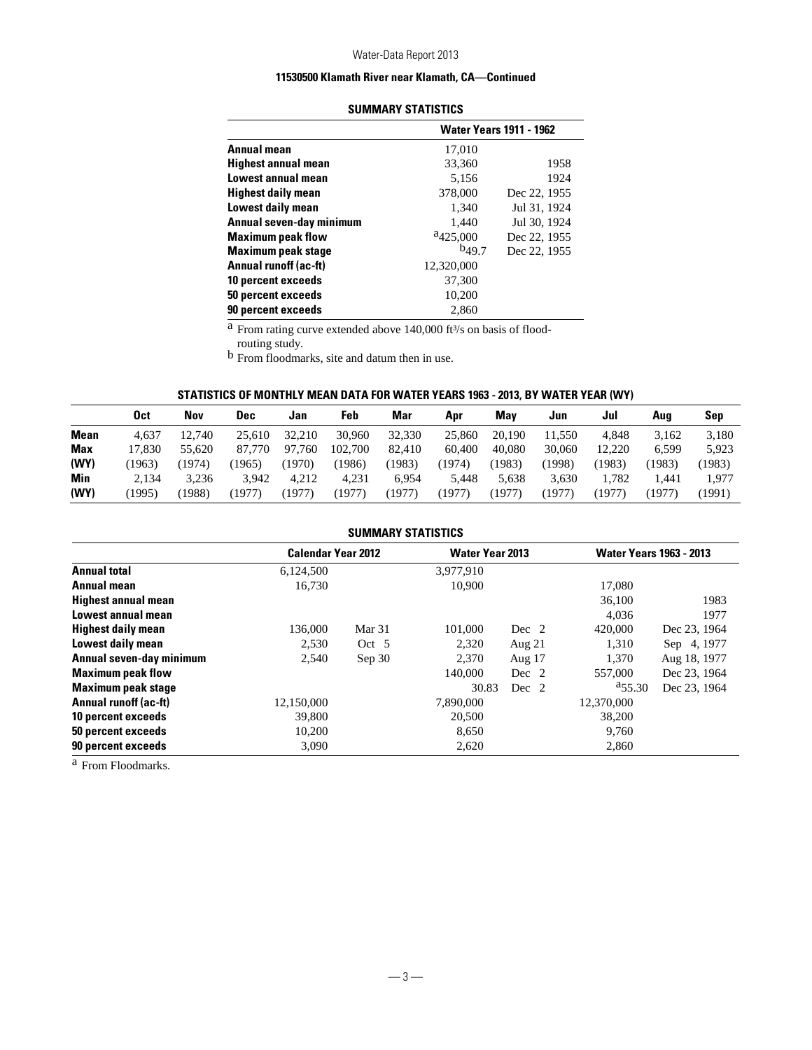## 11530500 Klamath River near Klamath, CA—Continued

### SUMMARY STATISTICS

| | Water Years 1911 - 1962 | |
|---|---|---|
| **Annual mean** | 17,010 | |
| **Highest annual mean** | 33,360 | 1958 |
| **Lowest annual mean** | 5,156 | 1924 |
| **Highest daily mean** | 378,000 | Dec 22, 1955 |
| **Lowest daily mean** | 1,340 | Jul 31, 1924 |
| **Annual seven-day minimum** | 1,440 | Jul 30, 1924 |
| **Maximum peak flow** | [a]425,000 | Dec 22, 1955 |
| **Maximum peak stage** | [b]49.7 | Dec 22, 1955 |
| **Annual runoff (ac-ft)** | 12,320,000 | |
| **10 percent exceeds** | 37,300 | |
| **50 percent exceeds** | 10,200 | |
| **90 percent exceeds** | 2,860 | |

[a] From rating curve extended above 140,000 ft³/s on basis of flood-routing study.

[b] From floodmarks, site and datum then in use.

### STATISTICS OF MONTHLY MEAN DATA FOR WATER YEARS 1963 - 2013, BY WATER YEAR (WY)

| | Oct | Nov | Dec | Jan | Feb | Mar | Apr | May | Jun | Jul | Aug | Sep |
|---|---|---|---|---|---|---|---|---|---|---|---|---|
| **Mean** | 4,637 | 12,740 | 25,610 | 32,210 | 30,960 | 32,330 | 25,860 | 20,190 | 11,550 | 4,848 | 3,162 | 3,180 |
| **Max** | 17,830 | 55,620 | 87,770 | 97,760 | 102,700 | 82,410 | 60,400 | 40,080 | 30,060 | 12,220 | 6,599 | 5,923 |
| **(WY)** | (1963) | (1974) | (1965) | (1970) | (1986) | (1983) | (1974) | (1983) | (1998) | (1983) | (1983) | (1983) |
| **Min** | 2,134 | 3,236 | 3,942 | 4,212 | 4,231 | 6,954 | 5,448 | 5,638 | 3,630 | 1,782 | 1,441 | 1,977 |
| **(WY)** | (1995) | (1988) | (1977) | (1977) | (1977) | (1977) | (1977) | (1977) | (1977) | (1977) | (1977) | (1991) |

### SUMMARY STATISTICS

| | Calendar Year 2012 | | Water Year 2013 | | Water Years 1963 - 2013 | |
|---|---|---|---|---|---|---|
| **Annual total** | 6,124,500 | | 3,977,910 | | | |
| **Annual mean** | 16,730 | | 10,900 | | 17,080 | |
| **Highest annual mean** | | | | | 36,100 | 1983 |
| **Lowest annual mean** | | | | | 4,036 | 1977 |
| **Highest daily mean** | 136,000 | Mar 31 | 101,000 | Dec 2 | 420,000 | Dec 23, 1964 |
| **Lowest daily mean** | 2,530 | Oct 5 | 2,320 | Aug 21 | 1,310 | Sep 4, 1977 |
| **Annual seven-day minimum** | 2,540 | Sep 30 | 2,370 | Aug 17 | 1,370 | Aug 18, 1977 |
| **Maximum peak flow** | | | 140,000 | Dec 2 | 557,000 | Dec 23, 1964 |
| **Maximum peak stage** | | | 30.83 | Dec 2 | [a]55.30 | Dec 23, 1964 |
| **Annual runoff (ac-ft)** | 12,150,000 | | 7,890,000 | | 12,370,000 | |
| **10 percent exceeds** | 39,800 | | 20,500 | | 38,200 | |
| **50 percent exceeds** | 10,200 | | 8,650 | | 9,760 | |
| **90 percent exceeds** | 3,090 | | 2,620 | | 2,860 | |

[a] From Floodmarks.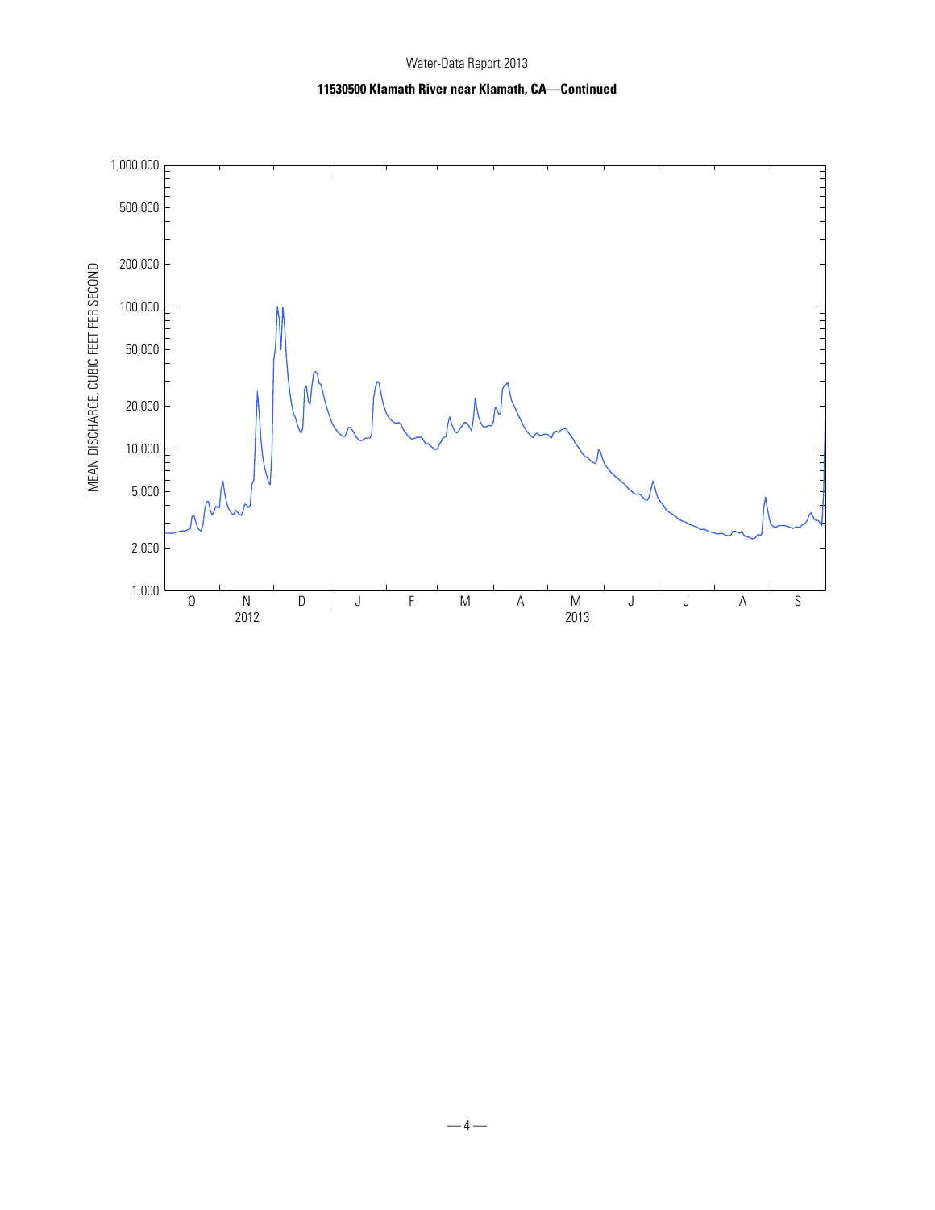**11530500 Klamath River near Klamath, CA—Continued**

MEAN DISCHARGE, CUBIC FEET PER SECOND

1,000,000
500,000
200,000
100,000
50,000
20,000
10,000
5,000
2,000
1,000

O N D J F M A M J J A S

2012 2013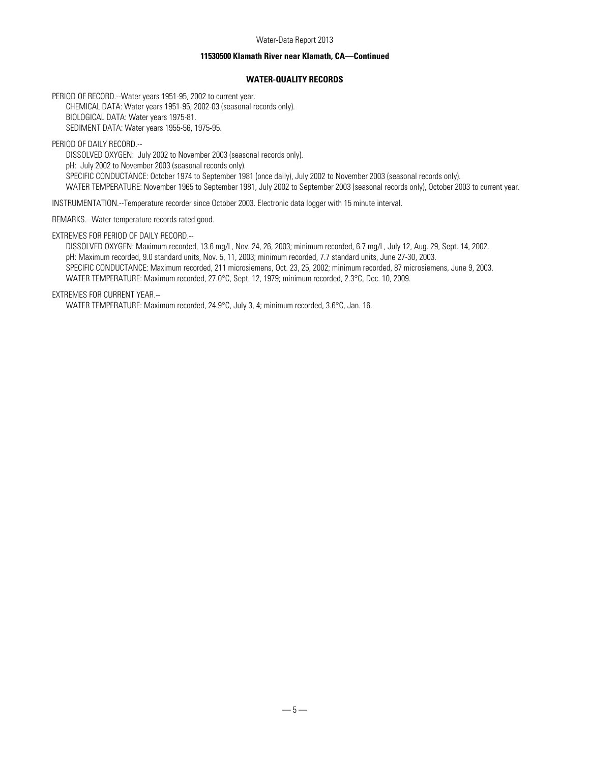## 11530500 Klamath River near Klamath, CA—Continued

### WATER-QUALITY RECORDS

PERIOD OF RECORD.--Water years 1951-95, 2002 to current year.
CHEMICAL DATA: Water years 1951-95, 2002-03 (seasonal records only).
BIOLOGICAL DATA: Water years 1975-81.
SEDIMENT DATA: Water years 1955-56, 1975-95.

PERIOD OF DAILY RECORD.--
DISSOLVED OXYGEN: July 2002 to November 2003 (seasonal records only).
pH: July 2002 to November 2003 (seasonal records only).
SPECIFIC CONDUCTANCE: October 1974 to September 1981 (once daily), July 2002 to November 2003 (seasonal records only).
WATER TEMPERATURE: November 1965 to September 1981, July 2002 to September 2003 (seasonal records only), October 2003 to current year.

INSTRUMENTATION.--Temperature recorder since October 2003. Electronic data logger with 15 minute interval.

REMARKS.--Water temperature records rated good.

EXTREMES FOR PERIOD OF DAILY RECORD.--
DISSOLVED OXYGEN: Maximum recorded, 13.6 mg/L, Nov. 24, 26, 2003; minimum recorded, 6.7 mg/L, July 12, Aug. 29, Sept. 14, 2002.
pH: Maximum recorded, 9.0 standard units, Nov. 5, 11, 2003; minimum recorded, 7.7 standard units, June 27-30, 2003.
SPECIFIC CONDUCTANCE: Maximum recorded, 211 microsiemens, Oct. 23, 25, 2002; minimum recorded, 87 microsiemens, June 9, 2003.
WATER TEMPERATURE: Maximum recorded, 27.0°C, Sept. 12, 1979; minimum recorded, 2.3°C, Dec. 10, 2009.

EXTREMES FOR CURRENT YEAR.--
WATER TEMPERATURE: Maximum recorded, 24.9°C, July 3, 4; minimum recorded, 3.6°C, Jan. 16.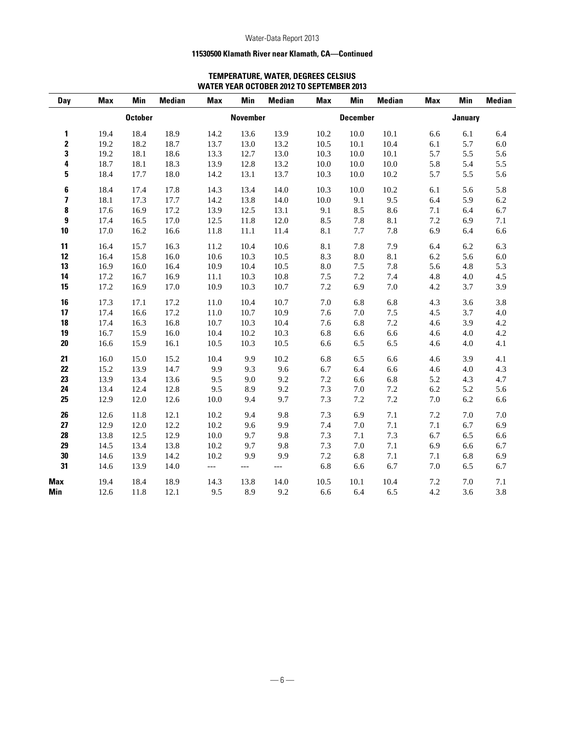## 11530500 Klamath River near Klamath, CA—Continued

### TEMPERATURE, WATER, DEGREES CELSIUS
### WATER YEAR OCTOBER 2012 TO SEPTEMBER 2013

| Day | Max | Min | Median | Max | Min | Median | Max | Min | Median | Max | Min | Median |
|---|---|---|---|---|---|---|---|---|---|---|---|---|
| | | October | | | November | | | December | | | January | |
| 1 | 19.4 | 18.4 | 18.9 | 14.2 | 13.6 | 13.9 | 10.2 | 10.0 | 10.1 | 6.6 | 6.1 | 6.4 |
| 2 | 19.2 | 18.2 | 18.7 | 13.7 | 13.0 | 13.2 | 10.5 | 10.1 | 10.4 | 6.1 | 5.7 | 6.0 |
| 3 | 19.2 | 18.1 | 18.6 | 13.3 | 12.7 | 13.0 | 10.3 | 10.0 | 10.1 | 5.7 | 5.5 | 5.6 |
| 4 | 18.7 | 18.1 | 18.3 | 13.9 | 12.8 | 13.2 | 10.0 | 10.0 | 10.0 | 5.8 | 5.4 | 5.5 |
| 5 | 18.4 | 17.7 | 18.0 | 14.2 | 13.1 | 13.7 | 10.3 | 10.0 | 10.2 | 5.7 | 5.5 | 5.6 |
| 6 | 18.4 | 17.4 | 17.8 | 14.3 | 13.4 | 14.0 | 10.3 | 10.0 | 10.2 | 6.1 | 5.6 | 5.8 |
| 7 | 18.1 | 17.3 | 17.7 | 14.2 | 13.8 | 14.0 | 10.0 | 9.1 | 9.5 | 6.4 | 5.9 | 6.2 |
| 8 | 17.6 | 16.9 | 17.2 | 13.9 | 12.5 | 13.1 | 9.1 | 8.5 | 8.6 | 7.1 | 6.4 | 6.7 |
| 9 | 17.4 | 16.5 | 17.0 | 12.5 | 11.8 | 12.0 | 8.5 | 7.8 | 8.1 | 7.2 | 6.9 | 7.1 |
| 10 | 17.0 | 16.2 | 16.6 | 11.8 | 11.1 | 11.4 | 8.1 | 7.7 | 7.8 | 6.9 | 6.4 | 6.6 |
| 11 | 16.4 | 15.7 | 16.3 | 11.2 | 10.4 | 10.6 | 8.1 | 7.8 | 7.9 | 6.4 | 6.2 | 6.3 |
| 12 | 16.4 | 15.8 | 16.0 | 10.6 | 10.3 | 10.5 | 8.3 | 8.0 | 8.1 | 6.2 | 5.6 | 6.0 |
| 13 | 16.9 | 16.0 | 16.4 | 10.9 | 10.4 | 10.5 | 8.0 | 7.5 | 7.8 | 5.6 | 4.8 | 5.3 |
| 14 | 17.2 | 16.7 | 16.9 | 11.1 | 10.3 | 10.8 | 7.5 | 7.2 | 7.4 | 4.8 | 4.0 | 4.5 |
| 15 | 17.2 | 16.9 | 17.0 | 10.9 | 10.3 | 10.7 | 7.2 | 6.9 | 7.0 | 4.2 | 3.7 | 3.9 |
| 16 | 17.3 | 17.1 | 17.2 | 11.0 | 10.4 | 10.7 | 7.0 | 6.8 | 6.8 | 4.3 | 3.6 | 3.8 |
| 17 | 17.4 | 16.6 | 17.2 | 11.0 | 10.7 | 10.9 | 7.6 | 7.0 | 7.5 | 4.5 | 3.7 | 4.0 |
| 18 | 17.4 | 16.3 | 16.8 | 10.7 | 10.3 | 10.4 | 7.6 | 6.8 | 7.2 | 4.6 | 3.9 | 4.2 |
| 19 | 16.7 | 15.9 | 16.0 | 10.4 | 10.2 | 10.3 | 6.8 | 6.6 | 6.6 | 4.6 | 4.0 | 4.2 |
| 20 | 16.6 | 15.9 | 16.1 | 10.5 | 10.3 | 10.5 | 6.6 | 6.5 | 6.5 | 4.6 | 4.0 | 4.1 |
| 21 | 16.0 | 15.0 | 15.2 | 10.4 | 9.9 | 10.2 | 6.8 | 6.5 | 6.6 | 4.6 | 3.9 | 4.1 |
| 22 | 15.2 | 13.9 | 14.7 | 9.9 | 9.3 | 9.6 | 6.7 | 6.4 | 6.6 | 4.6 | 4.0 | 4.3 |
| 23 | 13.9 | 13.4 | 13.6 | 9.5 | 9.0 | 9.2 | 7.2 | 6.6 | 6.8 | 5.2 | 4.3 | 4.7 |
| 24 | 13.4 | 12.4 | 12.8 | 9.5 | 8.9 | 9.2 | 7.3 | 7.0 | 7.2 | 6.2 | 5.2 | 5.6 |
| 25 | 12.9 | 12.0 | 12.6 | 10.0 | 9.4 | 9.7 | 7.3 | 7.2 | 7.2 | 7.0 | 6.2 | 6.6 |
| 26 | 12.6 | 11.8 | 12.1 | 10.2 | 9.4 | 9.8 | 7.3 | 6.9 | 7.1 | 7.2 | 7.0 | 7.0 |
| 27 | 12.9 | 12.0 | 12.2 | 10.2 | 9.6 | 9.9 | 7.4 | 7.0 | 7.1 | 7.1 | 6.7 | 6.9 |
| 28 | 13.8 | 12.5 | 12.9 | 10.0 | 9.7 | 9.8 | 7.3 | 7.1 | 7.3 | 6.7 | 6.5 | 6.6 |
| 29 | 14.5 | 13.4 | 13.8 | 10.2 | 9.7 | 9.8 | 7.3 | 7.0 | 7.1 | 6.9 | 6.6 | 6.7 |
| 30 | 14.6 | 13.9 | 14.2 | 10.2 | 9.9 | 9.9 | 7.2 | 6.8 | 7.1 | 7.1 | 6.8 | 6.9 |
| 31 | 14.6 | 13.9 | 14.0 | --- | --- | --- | 6.8 | 6.6 | 6.7 | 7.0 | 6.5 | 6.7 |
| Max | 19.4 | 18.4 | 18.9 | 14.3 | 13.8 | 14.0 | 10.5 | 10.1 | 10.4 | 7.2 | 7.0 | 7.1 |
| Min | 12.6 | 11.8 | 12.1 | 9.5 | 8.9 | 9.2 | 6.6 | 6.4 | 6.5 | 4.2 | 3.6 | 3.8 |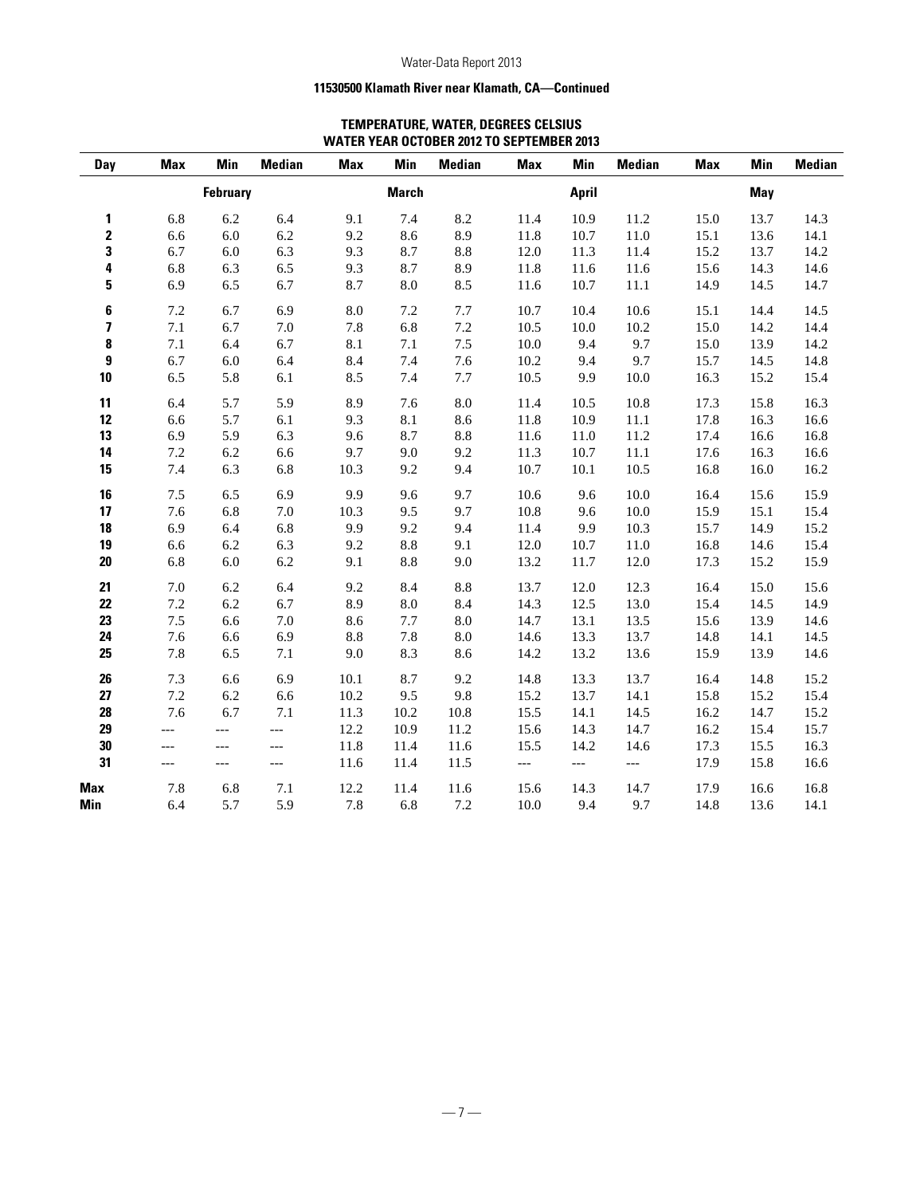## 11530500 Klamath River near Klamath, CA—Continued

### TEMPERATURE, WATER, DEGREES CELSIUS
### WATER YEAR OCTOBER 2012 TO SEPTEMBER 2013

| Day | Max | Min | Median | Max | Min | Median | Max | Min | Median | Max | Min | Median |
|---|---|---|---|---|---|---|---|---|---|---|---|---|
| | | February | | | March | | | April | | | May | |
| 1 | 6.8 | 6.2 | 6.4 | 9.1 | 7.4 | 8.2 | 11.4 | 10.9 | 11.2 | 15.0 | 13.7 | 14.3 |
| 2 | 6.6 | 6.0 | 6.2 | 9.2 | 8.6 | 8.9 | 11.8 | 10.7 | 11.0 | 15.1 | 13.6 | 14.1 |
| 3 | 6.7 | 6.0 | 6.3 | 9.3 | 8.7 | 8.8 | 12.0 | 11.3 | 11.4 | 15.2 | 13.7 | 14.2 |
| 4 | 6.8 | 6.3 | 6.5 | 9.3 | 8.7 | 8.9 | 11.8 | 11.6 | 11.6 | 15.6 | 14.3 | 14.6 |
| 5 | 6.9 | 6.5 | 6.7 | 8.7 | 8.0 | 8.5 | 11.6 | 10.7 | 11.1 | 14.9 | 14.5 | 14.7 |
| 6 | 7.2 | 6.7 | 6.9 | 8.0 | 7.2 | 7.7 | 10.7 | 10.4 | 10.6 | 15.1 | 14.4 | 14.5 |
| 7 | 7.1 | 6.7 | 7.0 | 7.8 | 6.8 | 7.2 | 10.5 | 10.0 | 10.2 | 15.0 | 14.2 | 14.4 |
| 8 | 7.1 | 6.4 | 6.7 | 8.1 | 7.1 | 7.5 | 10.0 | 9.4 | 9.7 | 15.0 | 13.9 | 14.2 |
| 9 | 6.7 | 6.0 | 6.4 | 8.4 | 7.4 | 7.6 | 10.2 | 9.4 | 9.7 | 15.7 | 14.5 | 14.8 |
| 10 | 6.5 | 5.8 | 6.1 | 8.5 | 7.4 | 7.7 | 10.5 | 9.9 | 10.0 | 16.3 | 15.2 | 15.4 |
| 11 | 6.4 | 5.7 | 5.9 | 8.9 | 7.6 | 8.0 | 11.4 | 10.5 | 10.8 | 17.3 | 15.8 | 16.3 |
| 12 | 6.6 | 5.7 | 6.1 | 9.3 | 8.1 | 8.6 | 11.8 | 10.9 | 11.1 | 17.8 | 16.3 | 16.6 |
| 13 | 6.9 | 5.9 | 6.3 | 9.6 | 8.7 | 8.8 | 11.6 | 11.0 | 11.2 | 17.4 | 16.6 | 16.8 |
| 14 | 7.2 | 6.2 | 6.6 | 9.7 | 9.0 | 9.2 | 11.3 | 10.7 | 11.1 | 17.6 | 16.3 | 16.6 |
| 15 | 7.4 | 6.3 | 6.8 | 10.3 | 9.2 | 9.4 | 10.7 | 10.1 | 10.5 | 16.8 | 16.0 | 16.2 |
| 16 | 7.5 | 6.5 | 6.9 | 9.9 | 9.6 | 9.7 | 10.6 | 9.6 | 10.0 | 16.4 | 15.6 | 15.9 |
| 17 | 7.6 | 6.8 | 7.0 | 10.3 | 9.5 | 9.7 | 10.8 | 9.6 | 10.0 | 15.9 | 15.1 | 15.4 |
| 18 | 6.9 | 6.4 | 6.8 | 9.9 | 9.2 | 9.4 | 11.4 | 9.9 | 10.3 | 15.7 | 14.9 | 15.2 |
| 19 | 6.6 | 6.2 | 6.3 | 9.2 | 8.8 | 9.1 | 12.0 | 10.7 | 11.0 | 16.8 | 14.6 | 15.4 |
| 20 | 6.8 | 6.0 | 6.2 | 9.1 | 8.8 | 9.0 | 13.2 | 11.7 | 12.0 | 17.3 | 15.2 | 15.9 |
| 21 | 7.0 | 6.2 | 6.4 | 9.2 | 8.4 | 8.8 | 13.7 | 12.0 | 12.3 | 16.4 | 15.0 | 15.6 |
| 22 | 7.2 | 6.2 | 6.7 | 8.9 | 8.0 | 8.4 | 14.3 | 12.5 | 13.0 | 15.4 | 14.5 | 14.9 |
| 23 | 7.5 | 6.6 | 7.0 | 8.6 | 7.7 | 8.0 | 14.7 | 13.1 | 13.5 | 15.6 | 13.9 | 14.6 |
| 24 | 7.6 | 6.6 | 6.9 | 8.8 | 7.8 | 8.0 | 14.6 | 13.3 | 13.7 | 14.8 | 14.1 | 14.5 |
| 25 | 7.8 | 6.5 | 7.1 | 9.0 | 8.3 | 8.6 | 14.2 | 13.2 | 13.6 | 15.9 | 13.9 | 14.6 |
| 26 | 7.3 | 6.6 | 6.9 | 10.1 | 8.7 | 9.2 | 14.8 | 13.3 | 13.7 | 16.4 | 14.8 | 15.2 |
| 27 | 7.2 | 6.2 | 6.6 | 10.2 | 9.5 | 9.8 | 15.2 | 13.7 | 14.1 | 15.8 | 15.2 | 15.4 |
| 28 | 7.6 | 6.7 | 7.1 | 11.3 | 10.2 | 10.8 | 15.5 | 14.1 | 14.5 | 16.2 | 14.7 | 15.2 |
| 29 | --- | --- | --- | 12.2 | 10.9 | 11.2 | 15.6 | 14.3 | 14.7 | 16.2 | 15.4 | 15.7 |
| 30 | --- | --- | --- | 11.8 | 11.4 | 11.6 | 15.5 | 14.2 | 14.6 | 17.3 | 15.5 | 16.3 |
| 31 | --- | --- | --- | 11.6 | 11.4 | 11.5 | --- | --- | --- | 17.9 | 15.8 | 16.6 |
| Max | 7.8 | 6.8 | 7.1 | 12.2 | 11.4 | 11.6 | 15.6 | 14.3 | 14.7 | 17.9 | 16.6 | 16.8 |
| Min | 6.4 | 5.7 | 5.9 | 7.8 | 6.8 | 7.2 | 10.0 | 9.4 | 9.7 | 14.8 | 13.6 | 14.1 |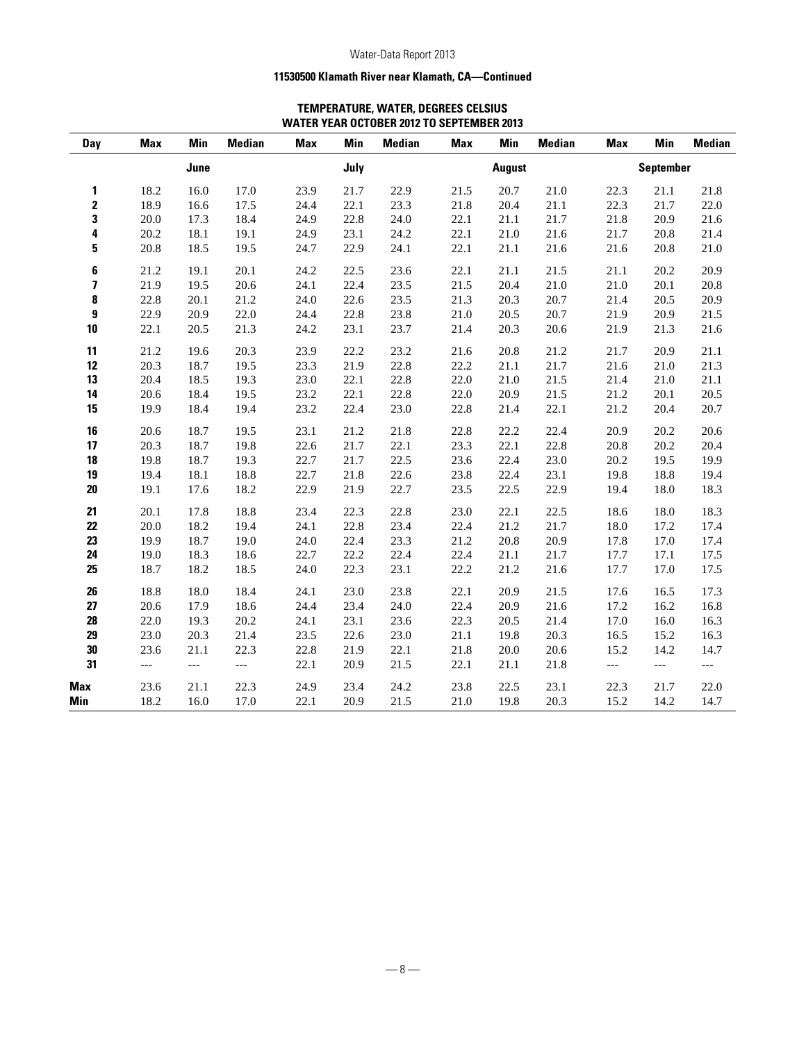**11530500 Klamath River near Klamath, CA—Continued**

**TEMPERATURE, WATER, DEGREES CELSIUS**
**WATER YEAR OCTOBER 2012 TO SEPTEMBER 2013**

| Day | Max | Min | Median | Max | Min | Median | Max | Min | Median | Max | Min | Median |
|---|---|---|---|---|---|---|---|---|---|---|---|---|
| | | June | | | July | | | August | | | September | |
| 1 | 18.2 | 16.0 | 17.0 | 23.9 | 21.7 | 22.9 | 21.5 | 20.7 | 21.0 | 22.3 | 21.1 | 21.8 |
| 2 | 18.9 | 16.6 | 17.5 | 24.4 | 22.1 | 23.3 | 21.8 | 20.4 | 21.1 | 22.3 | 21.7 | 22.0 |
| 3 | 20.0 | 17.3 | 18.4 | 24.9 | 22.8 | 24.0 | 22.1 | 21.1 | 21.7 | 21.8 | 20.9 | 21.6 |
| 4 | 20.2 | 18.1 | 19.1 | 24.9 | 23.1 | 24.2 | 22.1 | 21.0 | 21.6 | 21.7 | 20.8 | 21.4 |
| 5 | 20.8 | 18.5 | 19.5 | 24.7 | 22.9 | 24.1 | 22.1 | 21.1 | 21.6 | 21.6 | 20.8 | 21.0 |
| 6 | 21.2 | 19.1 | 20.1 | 24.2 | 22.5 | 23.6 | 22.1 | 21.1 | 21.5 | 21.1 | 20.2 | 20.9 |
| 7 | 21.9 | 19.5 | 20.6 | 24.1 | 22.4 | 23.5 | 21.5 | 20.4 | 21.0 | 21.0 | 20.1 | 20.8 |
| 8 | 22.8 | 20.1 | 21.2 | 24.0 | 22.6 | 23.5 | 21.3 | 20.3 | 20.7 | 21.4 | 20.5 | 20.9 |
| 9 | 22.9 | 20.9 | 22.0 | 24.4 | 22.8 | 23.8 | 21.0 | 20.5 | 20.7 | 21.9 | 20.9 | 21.5 |
| 10 | 22.1 | 20.5 | 21.3 | 24.2 | 23.1 | 23.7 | 21.4 | 20.3 | 20.6 | 21.9 | 21.3 | 21.6 |
| 11 | 21.2 | 19.6 | 20.3 | 23.9 | 22.2 | 23.2 | 21.6 | 20.8 | 21.2 | 21.7 | 20.9 | 21.1 |
| 12 | 20.3 | 18.7 | 19.5 | 23.3 | 21.9 | 22.8 | 22.2 | 21.1 | 21.7 | 21.6 | 21.0 | 21.3 |
| 13 | 20.4 | 18.5 | 19.3 | 23.0 | 22.1 | 22.8 | 22.0 | 21.0 | 21.5 | 21.4 | 21.0 | 21.1 |
| 14 | 20.6 | 18.4 | 19.5 | 23.2 | 22.1 | 22.8 | 22.0 | 20.9 | 21.5 | 21.2 | 20.1 | 20.5 |
| 15 | 19.9 | 18.4 | 19.4 | 23.2 | 22.4 | 23.0 | 22.8 | 21.4 | 22.1 | 21.2 | 20.4 | 20.7 |
| 16 | 20.6 | 18.7 | 19.5 | 23.1 | 21.2 | 21.8 | 22.8 | 22.2 | 22.4 | 20.9 | 20.2 | 20.6 |
| 17 | 20.3 | 18.7 | 19.8 | 22.6 | 21.7 | 22.1 | 23.3 | 22.1 | 22.8 | 20.8 | 20.2 | 20.4 |
| 18 | 19.8 | 18.7 | 19.3 | 22.7 | 21.7 | 22.5 | 23.6 | 22.4 | 23.0 | 20.2 | 19.5 | 19.9 |
| 19 | 19.4 | 18.1 | 18.8 | 22.7 | 21.8 | 22.6 | 23.8 | 22.4 | 23.1 | 19.8 | 18.8 | 19.4 |
| 20 | 19.1 | 17.6 | 18.2 | 22.9 | 21.9 | 22.7 | 23.5 | 22.5 | 22.9 | 19.4 | 18.0 | 18.3 |
| 21 | 20.1 | 17.8 | 18.8 | 23.4 | 22.3 | 22.8 | 23.0 | 22.1 | 22.5 | 18.6 | 18.0 | 18.3 |
| 22 | 20.0 | 18.2 | 19.4 | 24.1 | 22.8 | 23.4 | 22.4 | 21.2 | 21.7 | 18.0 | 17.2 | 17.4 |
| 23 | 19.9 | 18.7 | 19.0 | 24.0 | 22.4 | 23.3 | 21.2 | 20.8 | 20.9 | 17.8 | 17.0 | 17.4 |
| 24 | 19.0 | 18.3 | 18.6 | 22.7 | 22.2 | 22.4 | 22.4 | 21.1 | 21.7 | 17.7 | 17.1 | 17.5 |
| 25 | 18.7 | 18.2 | 18.5 | 24.0 | 22.3 | 23.1 | 22.2 | 21.2 | 21.6 | 17.7 | 17.0 | 17.5 |
| 26 | 18.8 | 18.0 | 18.4 | 24.1 | 23.0 | 23.8 | 22.1 | 20.9 | 21.5 | 17.6 | 16.5 | 17.3 |
| 27 | 20.6 | 17.9 | 18.6 | 24.4 | 23.4 | 24.0 | 22.4 | 20.9 | 21.6 | 17.2 | 16.2 | 16.8 |
| 28 | 22.0 | 19.3 | 20.2 | 24.1 | 23.1 | 23.6 | 22.3 | 20.5 | 21.4 | 17.0 | 16.0 | 16.3 |
| 29 | 23.0 | 20.3 | 21.4 | 23.5 | 22.6 | 23.0 | 21.1 | 19.8 | 20.3 | 16.5 | 15.2 | 16.3 |
| 30 | 23.6 | 21.1 | 22.3 | 22.8 | 21.9 | 22.1 | 21.8 | 20.0 | 20.6 | 15.2 | 14.2 | 14.7 |
| 31 | --- | --- | --- | 22.1 | 20.9 | 21.5 | 22.1 | 21.1 | 21.8 | --- | --- | --- |
| **Max** | 23.6 | 21.1 | 22.3 | 24.9 | 23.4 | 24.2 | 23.8 | 22.5 | 23.1 | 22.3 | 21.7 | 22.0 |
| **Min** | 18.2 | 16.0 | 17.0 | 22.1 | 20.9 | 21.5 | 21.0 | 19.8 | 20.3 | 15.2 | 14.2 | 14.7 |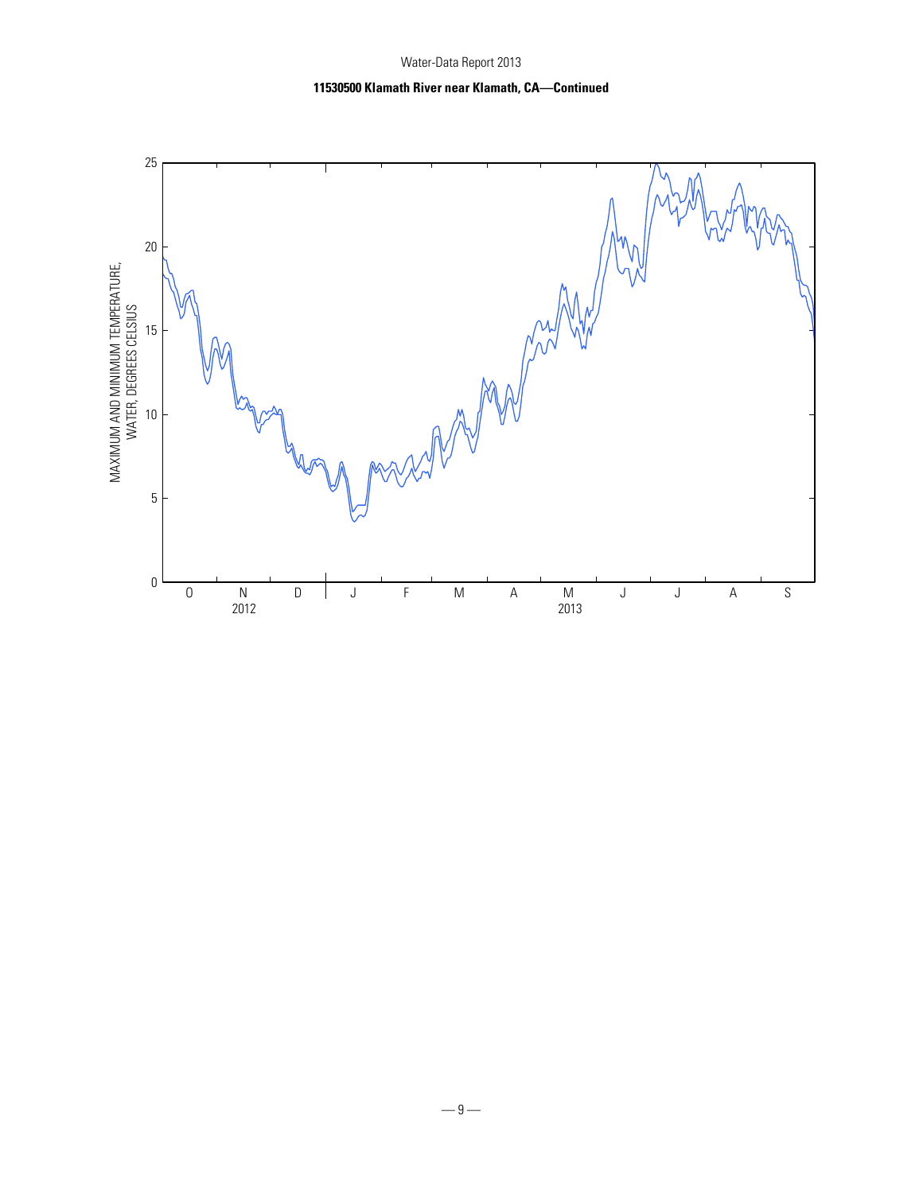## 11530500 Klamath River near Klamath, CA—Continued

MAXIMUM AND MINIMUM TEMPERATURE, WATER, DEGREES CELSIUS

25

20

15

10

5

0

O N D J F M A M J J A S

2012 2013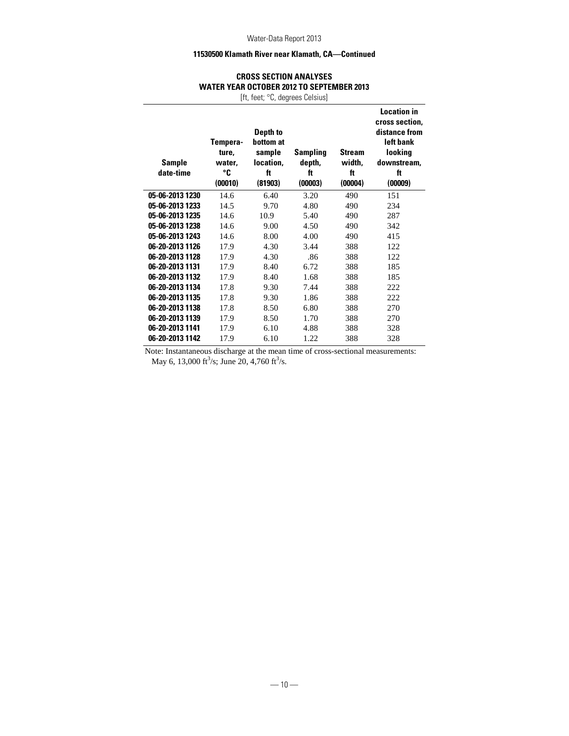### 11530500 Klamath River near Klamath, CA—Continued

#### CROSS SECTION ANALYSES
#### WATER YEAR OCTOBER 2012 TO SEPTEMBER 2013

[ft, feet; °C, degrees Celsius]

| Sample date-time | Temperature, water, °C (00010) | Depth to bottom at sample location, ft (81903) | Sampling depth, ft (00003) | Stream width, ft (00004) | Location in cross section, distance from left bank looking downstream, ft (00009) |
|---|---|---|---|---|---|
| **05-06-2013 1230** | 14.6 | 6.40 | 3.20 | 490 | 151 |
| **05-06-2013 1233** | 14.5 | 9.70 | 4.80 | 490 | 234 |
| **05-06-2013 1235** | 14.6 | 10.9 | 5.40 | 490 | 287 |
| **05-06-2013 1238** | 14.6 | 9.00 | 4.50 | 490 | 342 |
| **05-06-2013 1243** | 14.6 | 8.00 | 4.00 | 490 | 415 |
| **06-20-2013 1126** | 17.9 | 4.30 | 3.44 | 388 | 122 |
| **06-20-2013 1128** | 17.9 | 4.30 | .86 | 388 | 122 |
| **06-20-2013 1131** | 17.9 | 8.40 | 6.72 | 388 | 185 |
| **06-20-2013 1132** | 17.9 | 8.40 | 1.68 | 388 | 185 |
| **06-20-2013 1134** | 17.8 | 9.30 | 7.44 | 388 | 222 |
| **06-20-2013 1135** | 17.8 | 9.30 | 1.86 | 388 | 222 |
| **06-20-2013 1138** | 17.8 | 8.50 | 6.80 | 388 | 270 |
| **06-20-2013 1139** | 17.9 | 8.50 | 1.70 | 388 | 270 |
| **06-20-2013 1141** | 17.9 | 6.10 | 4.88 | 388 | 328 |
| **06-20-2013 1142** | 17.9 | 6.10 | 1.22 | 388 | 328 |

Note: Instantaneous discharge at the mean time of cross-sectional measurements: May 6, 13,000 $ft^3/s$; June 20, 4,760 $ft^3/s$.